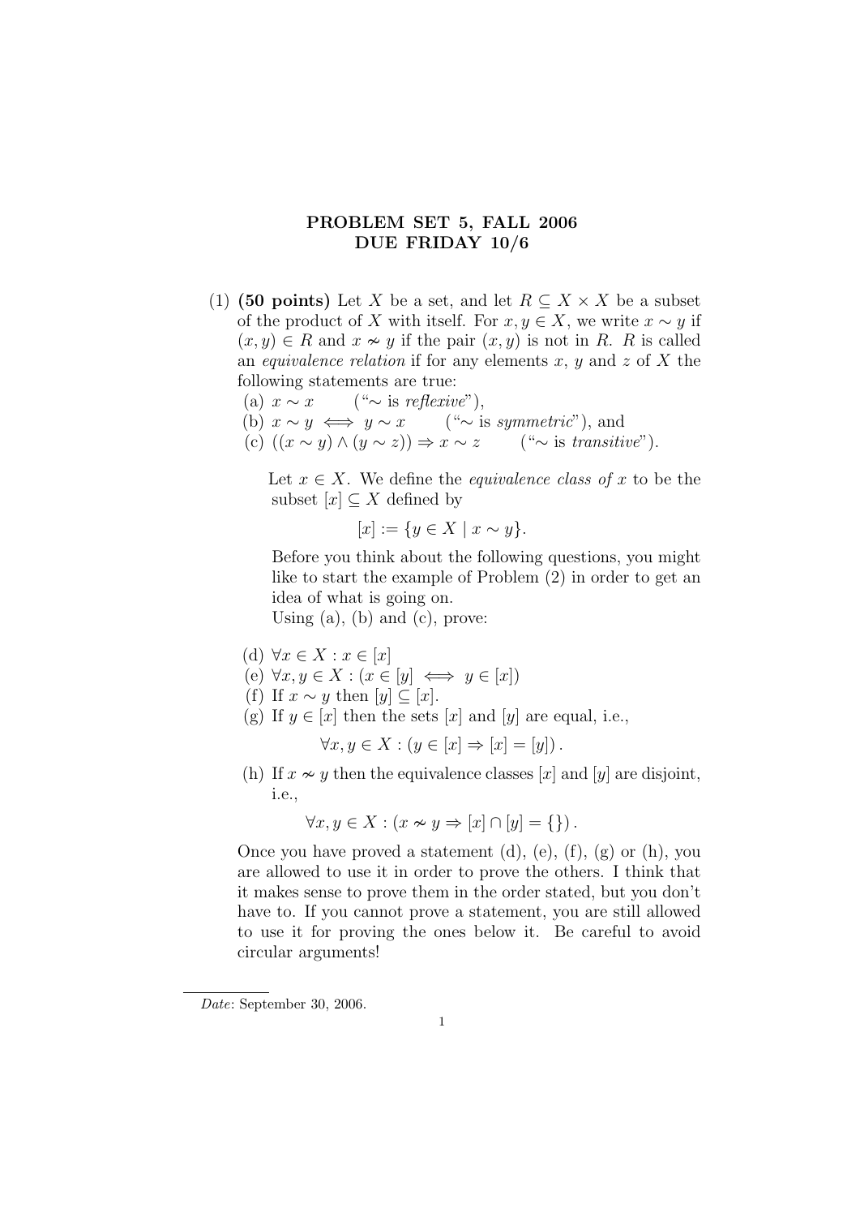# PROBLEM SET 5, FALL 2006
## DUE FRIDAY 10/6

(1) **(50 points)** Let $X$ be a set, and let $R \subseteq X \times X$ be a subset of the product of $X$ with itself. For $x, y \in X$, we write $x \sim y$ if $(x, y) \in R$ and $x \nsim y$ if the pair $(x, y)$ is not in $R$. $R$ is called an *equivalence relation* if for any elements $x$, $y$ and $z$ of $X$ the following statements are true:

(a) $x \sim x$ ("$\sim$ is *reflexive*"),
(b) $x \sim y \iff y \sim x$ ("$\sim$ is *symmetric*"), and
(c) $((x \sim y) \wedge (y \sim z)) \Rightarrow x \sim z$ ("$\sim$ is *transitive*").

Let $x \in X$. We define the *equivalence class of* $x$ to be the subset $[x] \subseteq X$ defined by

$$[x] := \{y \in X \mid x \sim y\}.$$

Before you think about the following questions, you might like to start the example of Problem (2) in order to get an idea of what is going on.

Using (a), (b) and (c), prove:

(d) $\forall x \in X : x \in [x]$
(e) $\forall x, y \in X : (x \in [y] \iff y \in [x])$
(f) If $x \sim y$ then $[y] \subseteq [x]$.
(g) If $y \in [x]$ then the sets $[x]$ and $[y]$ are equal, i.e.,

$$\forall x, y \in X : (y \in [x] \Rightarrow [x] = [y]).$$

(h) If $x \nsim y$ then the equivalence classes $[x]$ and $[y]$ are disjoint, i.e.,

$$\forall x, y \in X : (x \nsim y \Rightarrow [x] \cap [y] = \{\}).$$

Once you have proved a statement (d), (e), (f), (g) or (h), you are allowed to use it in order to prove the others. I think that it makes sense to prove them in the order stated, but you don't have to. If you cannot prove a statement, you are still allowed to use it for proving the ones below it. Be careful to avoid circular arguments!

*Date*: September 30, 2006.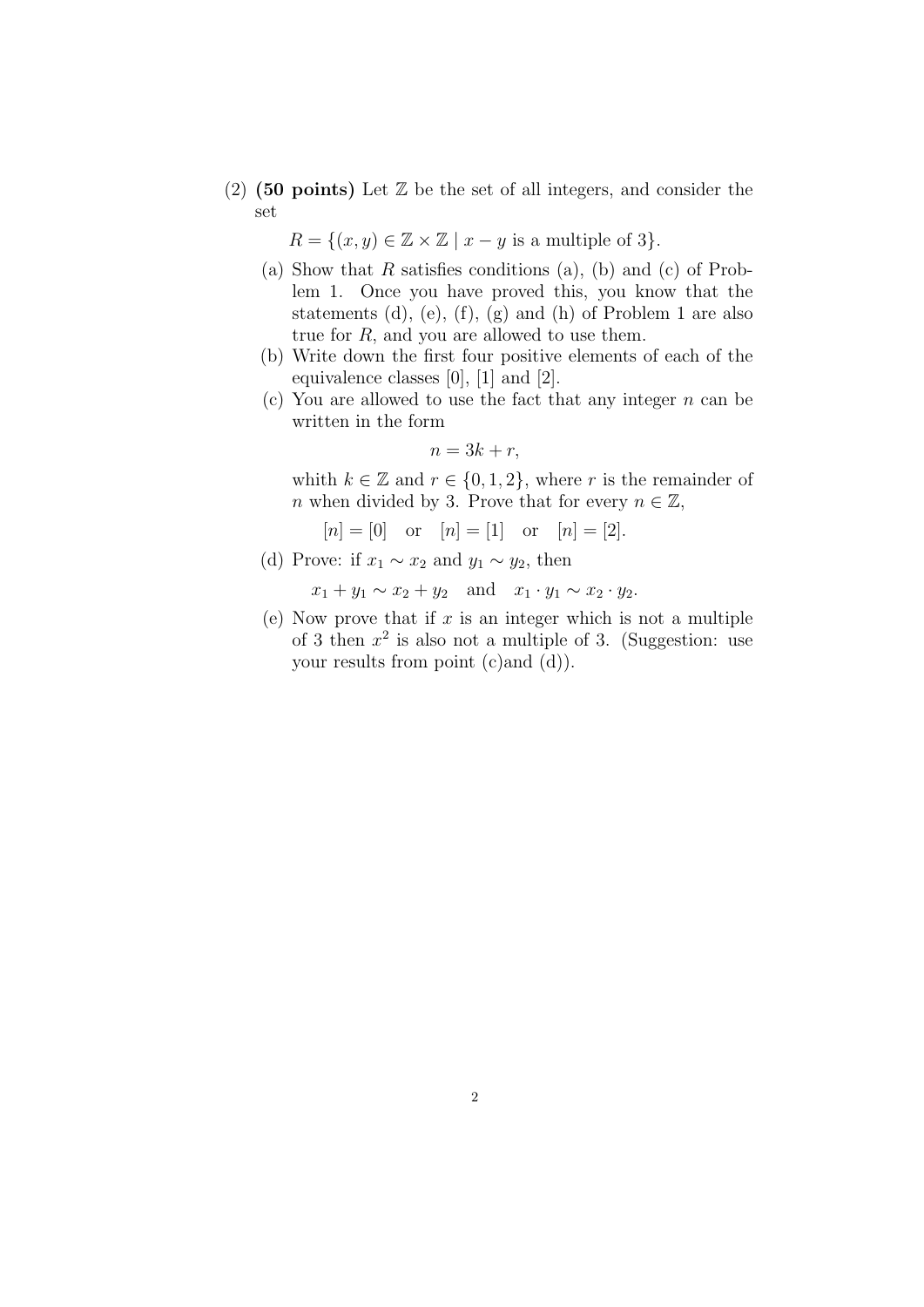(2) **(50 points)** Let $\mathbb{Z}$ be the set of all integers, and consider the set

$$R = \{(x, y) \in \mathbb{Z} \times \mathbb{Z} \mid x - y \text{ is a multiple of } 3\}.$$

(a) Show that $R$ satisfies conditions (a), (b) and (c) of Problem 1. Once you have proved this, you know that the statements (d), (e), (f), (g) and (h) of Problem 1 are also true for $R$, and you are allowed to use them.

(b) Write down the first four positive elements of each of the equivalence classes [0], [1] and [2].

(c) You are allowed to use the fact that any integer $n$ can be written in the form

$$n = 3k + r,$$

whith $k \in \mathbb{Z}$ and $r \in \{0, 1, 2\}$, where $r$ is the remainder of $n$ when divided by 3. Prove that for every $n \in \mathbb{Z}$,

$$[n] = [0] \quad \text{or} \quad [n] = [1] \quad \text{or} \quad [n] = [2].$$

(d) Prove: if $x_1 \sim x_2$ and $y_1 \sim y_2$, then

$$x_1 + y_1 \sim x_2 + y_2 \quad \text{and} \quad x_1 \cdot y_1 \sim x_2 \cdot y_2.$$

(e) Now prove that if $x$ is an integer which is not a multiple of 3 then $x^2$ is also not a multiple of 3. (Suggestion: use your results from point (c)and (d)).